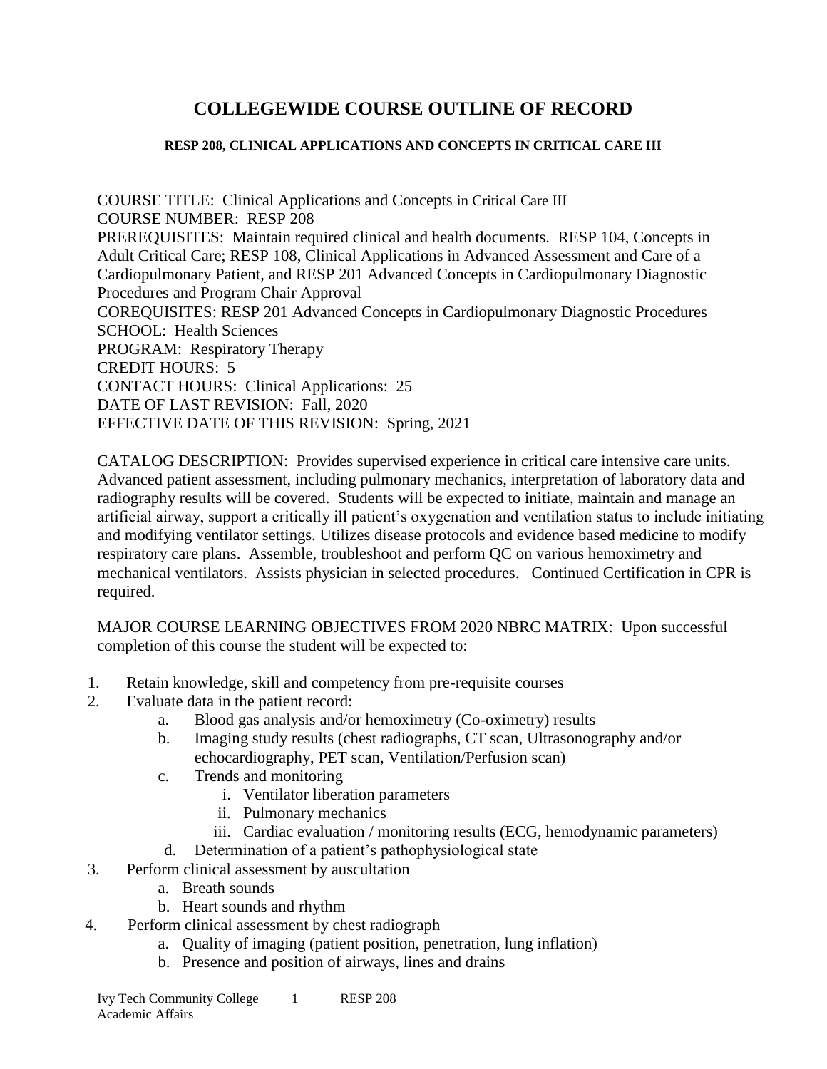# COLLEGEWIDE COURSE OUTLINE OF RECORD

### RESP 208, CLINICAL APPLICATIONS AND CONCEPTS IN CRITICAL CARE III

COURSE TITLE: Clinical Applications and Concepts in Critical Care III
COURSE NUMBER: RESP 208
PREREQUISITES: Maintain required clinical and health documents. RESP 104, Concepts in Adult Critical Care; RESP 108, Clinical Applications in Advanced Assessment and Care of a Cardiopulmonary Patient, and RESP 201 Advanced Concepts in Cardiopulmonary Diagnostic Procedures and Program Chair Approval
COREQUISITES: RESP 201 Advanced Concepts in Cardiopulmonary Diagnostic Procedures
SCHOOL: Health Sciences
PROGRAM: Respiratory Therapy
CREDIT HOURS: 5
CONTACT HOURS: Clinical Applications: 25
DATE OF LAST REVISION: Fall, 2020
EFFECTIVE DATE OF THIS REVISION: Spring, 2021

CATALOG DESCRIPTION: Provides supervised experience in critical care intensive care units. Advanced patient assessment, including pulmonary mechanics, interpretation of laboratory data and radiography results will be covered. Students will be expected to initiate, maintain and manage an artificial airway, support a critically ill patient's oxygenation and ventilation status to include initiating and modifying ventilator settings. Utilizes disease protocols and evidence based medicine to modify respiratory care plans. Assemble, troubleshoot and perform QC on various hemoximetry and mechanical ventilators. Assists physician in selected procedures. Continued Certification in CPR is required.

MAJOR COURSE LEARNING OBJECTIVES FROM 2020 NBRC MATRIX: Upon successful completion of this course the student will be expected to:

1. Retain knowledge, skill and competency from pre-requisite courses
2. Evaluate data in the patient record:
    a. Blood gas analysis and/or hemoximetry (Co-oximetry) results
    b. Imaging study results (chest radiographs, CT scan, Ultrasonography and/or echocardiography, PET scan, Ventilation/Perfusion scan)
    c. Trends and monitoring
        i. Ventilator liberation parameters
        ii. Pulmonary mechanics
        iii. Cardiac evaluation / monitoring results (ECG, hemodynamic parameters)
    d. Determination of a patient's pathophysiological state
3. Perform clinical assessment by auscultation
    a. Breath sounds
    b. Heart sounds and rhythm
4. Perform clinical assessment by chest radiograph
    a. Quality of imaging (patient position, penetration, lung inflation)
    b. Presence and position of airways, lines and drains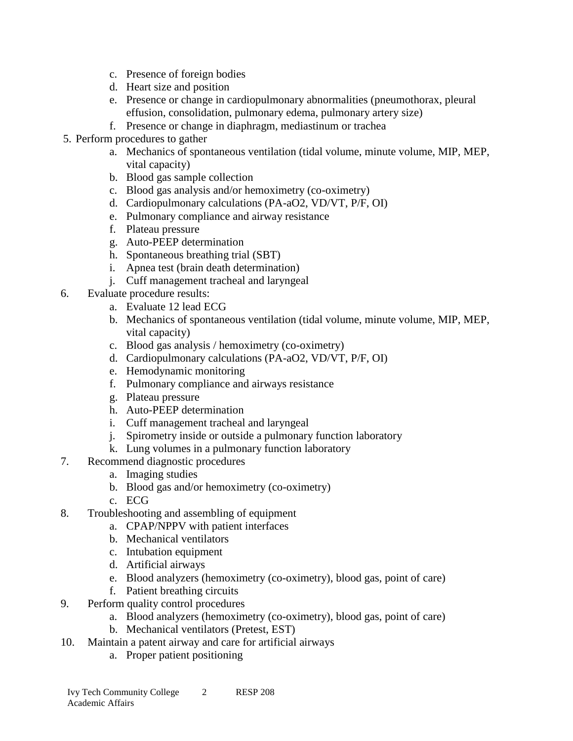c. Presence of foreign bodies
   d. Heart size and position
   e. Presence or change in cardiopulmonary abnormalities (pneumothorax, pleural effusion, consolidation, pulmonary edema, pulmonary artery size)
   f. Presence or change in diaphragm, mediastinum or trachea

5. Perform procedures to gather
   a. Mechanics of spontaneous ventilation (tidal volume, minute volume, MIP, MEP, vital capacity)
   b. Blood gas sample collection
   c. Blood gas analysis and/or hemoximetry (co-oximetry)
   d. Cardiopulmonary calculations (PA-aO2, VD/VT, P/F, OI)
   e. Pulmonary compliance and airway resistance
   f. Plateau pressure
   g. Auto-PEEP determination
   h. Spontaneous breathing trial (SBT)
   i. Apnea test (brain death determination)
   j. Cuff management tracheal and laryngeal

6. Evaluate procedure results:
   a. Evaluate 12 lead ECG
   b. Mechanics of spontaneous ventilation (tidal volume, minute volume, MIP, MEP, vital capacity)
   c. Blood gas analysis / hemoximetry (co-oximetry)
   d. Cardiopulmonary calculations (PA-aO2, VD/VT, P/F, OI)
   e. Hemodynamic monitoring
   f. Pulmonary compliance and airways resistance
   g. Plateau pressure
   h. Auto-PEEP determination
   i. Cuff management tracheal and laryngeal
   j. Spirometry inside or outside a pulmonary function laboratory
   k. Lung volumes in a pulmonary function laboratory

7. Recommend diagnostic procedures
   a. Imaging studies
   b. Blood gas and/or hemoximetry (co-oximetry)
   c. ECG

8. Troubleshooting and assembling of equipment
   a. CPAP/NPPV with patient interfaces
   b. Mechanical ventilators
   c. Intubation equipment
   d. Artificial airways
   e. Blood analyzers (hemoximetry (co-oximetry), blood gas, point of care)
   f. Patient breathing circuits

9. Perform quality control procedures
   a. Blood analyzers (hemoximetry (co-oximetry), blood gas, point of care)
   b. Mechanical ventilators (Pretest, EST)

10. Maintain a patent airway and care for artificial airways
   a. Proper patient positioning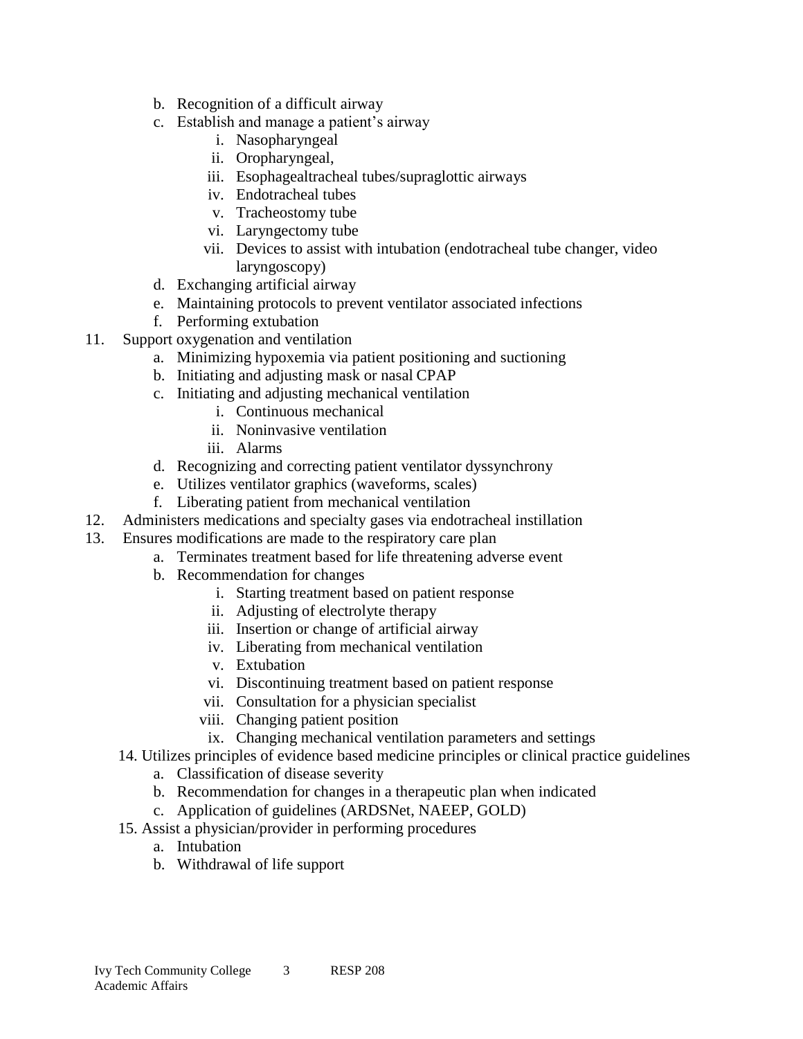b. Recognition of a difficult airway
   c. Establish and manage a patient's airway
      i. Nasopharyngeal
      ii. Oropharyngeal,
      iii. Esophagealtracheal tubes/supraglottic airways
      iv. Endotracheal tubes
      v. Tracheostomy tube
      vi. Laryngectomy tube
      vii. Devices to assist with intubation (endotracheal tube changer, video laryngoscopy)
   d. Exchanging artificial airway
   e. Maintaining protocols to prevent ventilator associated infections
   f. Performing extubation

11. Support oxygenation and ventilation
    a. Minimizing hypoxemia via patient positioning and suctioning
    b. Initiating and adjusting mask or nasal CPAP
    c. Initiating and adjusting mechanical ventilation
       i. Continuous mechanical
       ii. Noninvasive ventilation
       iii. Alarms
    d. Recognizing and correcting patient ventilator dyssynchrony
    e. Utilizes ventilator graphics (waveforms, scales)
    f. Liberating patient from mechanical ventilation
12. Administers medications and specialty gases via endotracheal instillation
13. Ensures modifications are made to the respiratory care plan
    a. Terminates treatment based for life threatening adverse event
    b. Recommendation for changes
       i. Starting treatment based on patient response
       ii. Adjusting of electrolyte therapy
       iii. Insertion or change of artificial airway
       iv. Liberating from mechanical ventilation
       v. Extubation
       vi. Discontinuing treatment based on patient response
       vii. Consultation for a physician specialist
       viii. Changing patient position
       ix. Changing mechanical ventilation parameters and settings
14. Utilizes principles of evidence based medicine principles or clinical practice guidelines
    a. Classification of disease severity
    b. Recommendation for changes in a therapeutic plan when indicated
    c. Application of guidelines (ARDSNet, NAEEP, GOLD)
15. Assist a physician/provider in performing procedures
    a. Intubation
    b. Withdrawal of life support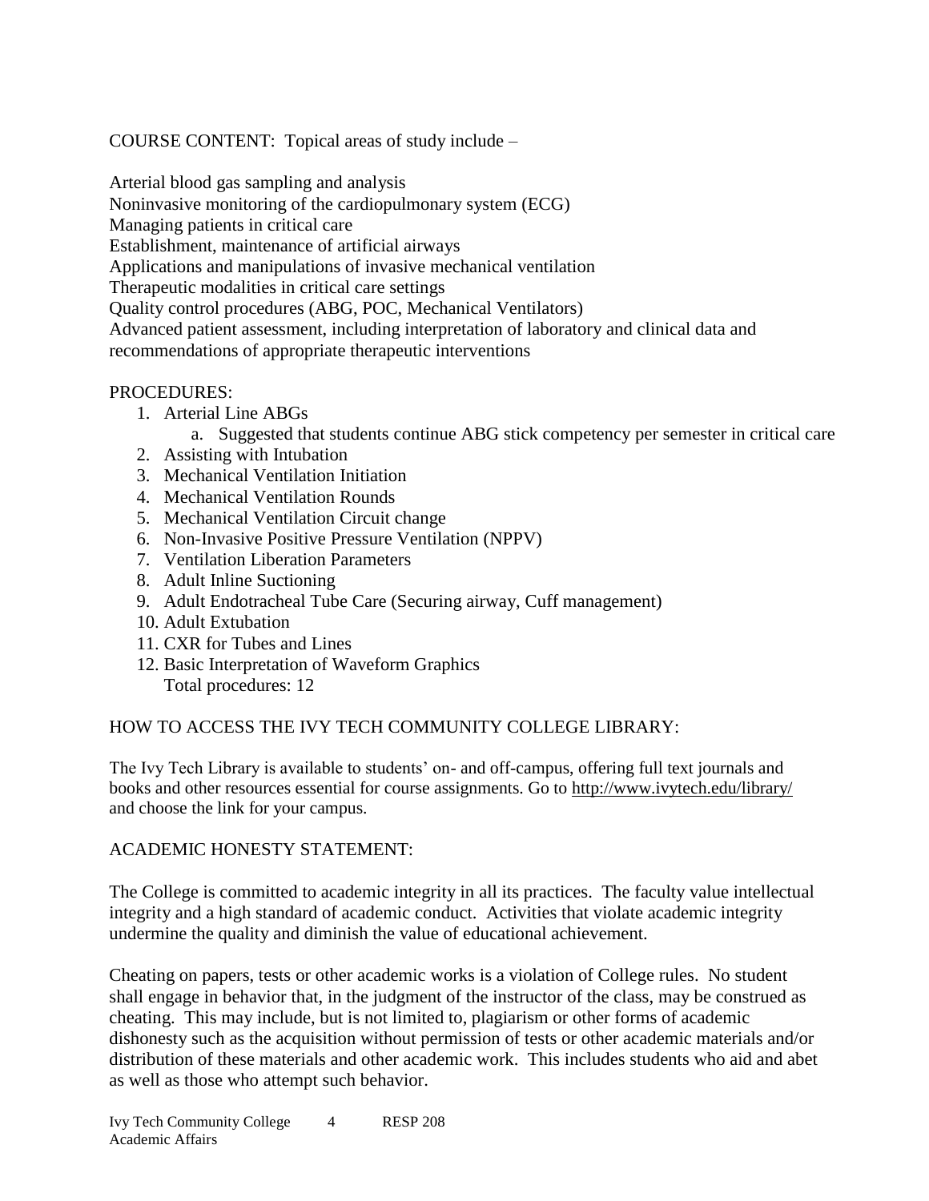COURSE CONTENT: Topical areas of study include –

Arterial blood gas sampling and analysis
Noninvasive monitoring of the cardiopulmonary system (ECG)
Managing patients in critical care
Establishment, maintenance of artificial airways
Applications and manipulations of invasive mechanical ventilation
Therapeutic modalities in critical care settings
Quality control procedures (ABG, POC, Mechanical Ventilators)
Advanced patient assessment, including interpretation of laboratory and clinical data and recommendations of appropriate therapeutic interventions

PROCEDURES:

1. Arterial Line ABGs
   a. Suggested that students continue ABG stick competency per semester in critical care
2. Assisting with Intubation
3. Mechanical Ventilation Initiation
4. Mechanical Ventilation Rounds
5. Mechanical Ventilation Circuit change
6. Non-Invasive Positive Pressure Ventilation (NPPV)
7. Ventilation Liberation Parameters
8. Adult Inline Suctioning
9. Adult Endotracheal Tube Care (Securing airway, Cuff management)
10. Adult Extubation
11. CXR for Tubes and Lines
12. Basic Interpretation of Waveform Graphics

Total procedures: 12

HOW TO ACCESS THE IVY TECH COMMUNITY COLLEGE LIBRARY:

The Ivy Tech Library is available to students' on- and off-campus, offering full text journals and books and other resources essential for course assignments. Go to http://www.ivytech.edu/library/ and choose the link for your campus.

ACADEMIC HONESTY STATEMENT:

The College is committed to academic integrity in all its practices. The faculty value intellectual integrity and a high standard of academic conduct. Activities that violate academic integrity undermine the quality and diminish the value of educational achievement.

Cheating on papers, tests or other academic works is a violation of College rules. No student shall engage in behavior that, in the judgment of the instructor of the class, may be construed as cheating. This may include, but is not limited to, plagiarism or other forms of academic dishonesty such as the acquisition without permission of tests or other academic materials and/or distribution of these materials and other academic work. This includes students who aid and abet as well as those who attempt such behavior.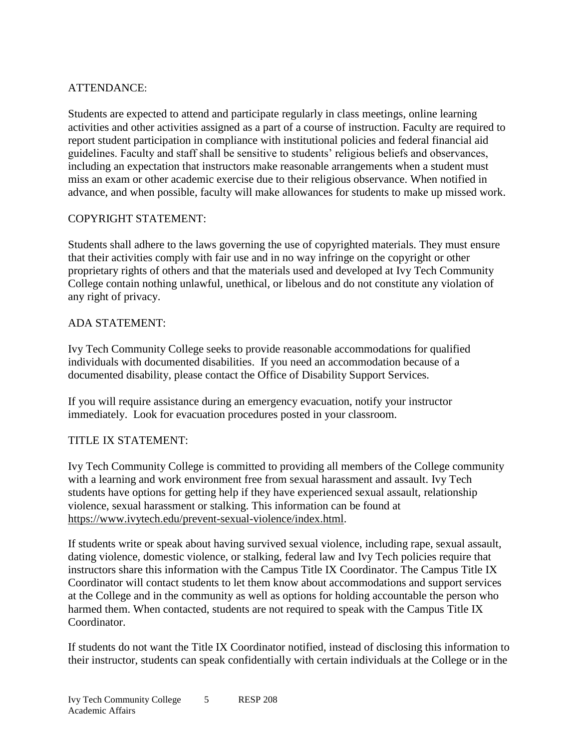ATTENDANCE:

Students are expected to attend and participate regularly in class meetings, online learning activities and other activities assigned as a part of a course of instruction. Faculty are required to report student participation in compliance with institutional policies and federal financial aid guidelines. Faculty and staff shall be sensitive to students' religious beliefs and observances, including an expectation that instructors make reasonable arrangements when a student must miss an exam or other academic exercise due to their religious observance. When notified in advance, and when possible, faculty will make allowances for students to make up missed work.

COPYRIGHT STATEMENT:

Students shall adhere to the laws governing the use of copyrighted materials. They must ensure that their activities comply with fair use and in no way infringe on the copyright or other proprietary rights of others and that the materials used and developed at Ivy Tech Community College contain nothing unlawful, unethical, or libelous and do not constitute any violation of any right of privacy.

ADA STATEMENT:

Ivy Tech Community College seeks to provide reasonable accommodations for qualified individuals with documented disabilities. If you need an accommodation because of a documented disability, please contact the Office of Disability Support Services.

If you will require assistance during an emergency evacuation, notify your instructor immediately. Look for evacuation procedures posted in your classroom.

TITLE IX STATEMENT:

Ivy Tech Community College is committed to providing all members of the College community with a learning and work environment free from sexual harassment and assault. Ivy Tech students have options for getting help if they have experienced sexual assault, relationship violence, sexual harassment or stalking. This information can be found at https://www.ivytech.edu/prevent-sexual-violence/index.html.

If students write or speak about having survived sexual violence, including rape, sexual assault, dating violence, domestic violence, or stalking, federal law and Ivy Tech policies require that instructors share this information with the Campus Title IX Coordinator. The Campus Title IX Coordinator will contact students to let them know about accommodations and support services at the College and in the community as well as options for holding accountable the person who harmed them. When contacted, students are not required to speak with the Campus Title IX Coordinator.

If students do not want the Title IX Coordinator notified, instead of disclosing this information to their instructor, students can speak confidentially with certain individuals at the College or in the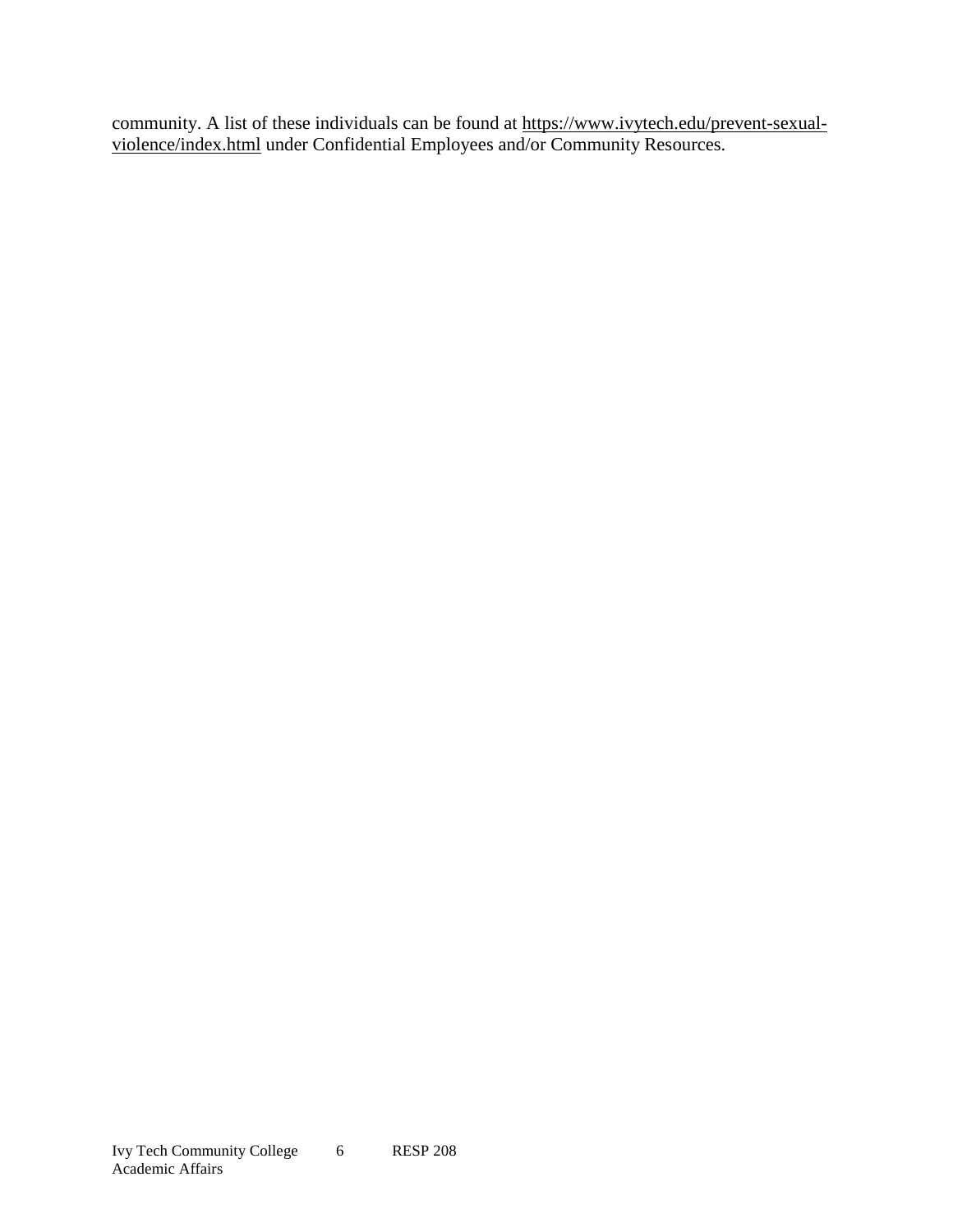community. A list of these individuals can be found at https://www.ivytech.edu/prevent-sexual-violence/index.html under Confidential Employees and/or Community Resources.